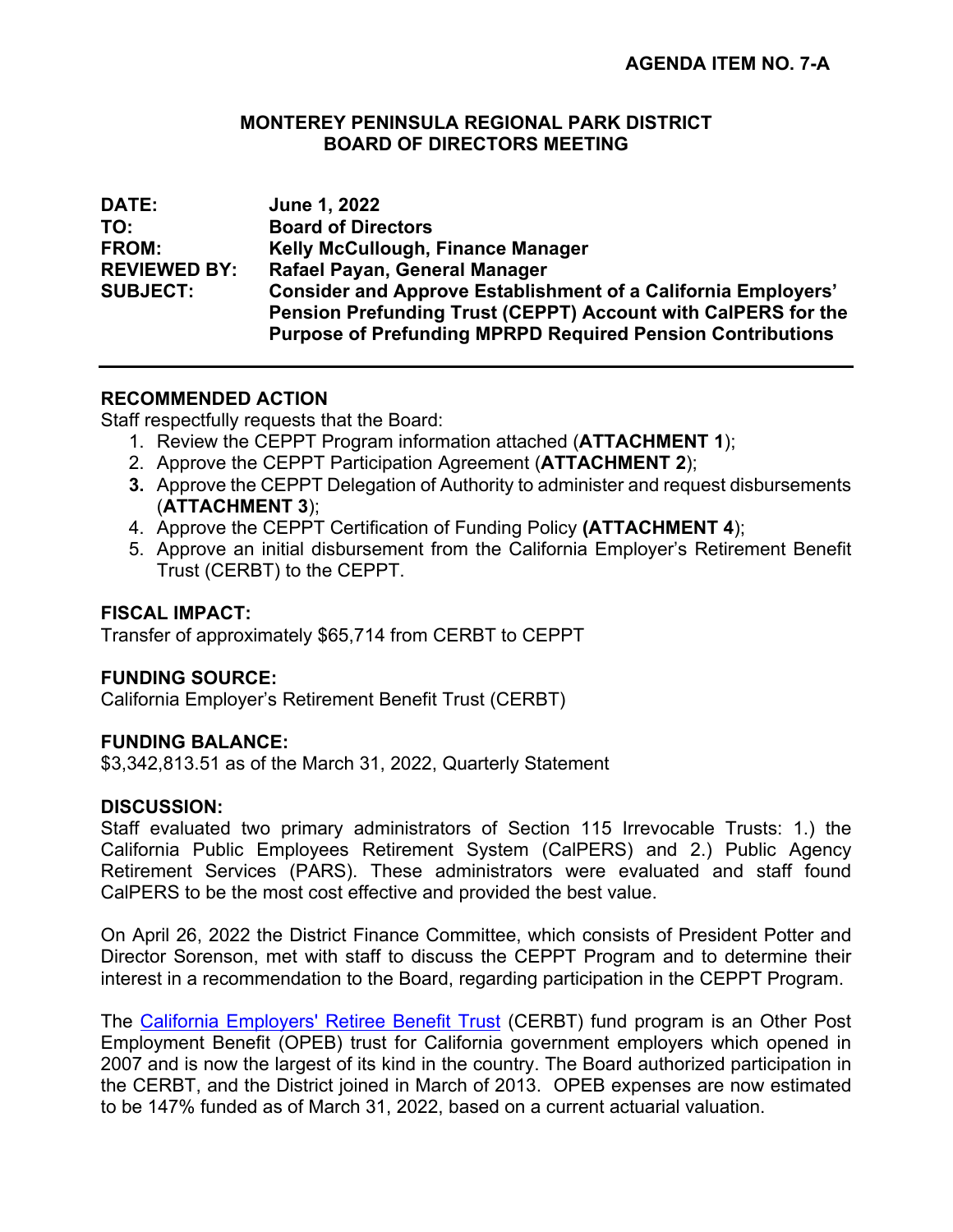**AGENDA ITEM NO. 7-A**

**MONTEREY PENINSULA REGIONAL PARK DISTRICT**
**BOARD OF DIRECTORS MEETING**

| | |
|---|---|
| **DATE:** | **June 1, 2022** |
| **TO:** | **Board of Directors** |
| **FROM:** | **Kelly McCullough, Finance Manager** |
| **REVIEWED BY:** | **Rafael Payan, General Manager** |
| **SUBJECT:** | **Consider and Approve Establishment of a California Employers' Pension Prefunding Trust (CEPPT) Account with CalPERS for the Purpose of Prefunding MPRPD Required Pension Contributions** |

---

**RECOMMENDED ACTION**

Staff respectfully requests that the Board:

1. Review the CEPPT Program information attached (**ATTACHMENT 1**);
2. Approve the CEPPT Participation Agreement (**ATTACHMENT 2**);
3. Approve the CEPPT Delegation of Authority to administer and request disbursements (**ATTACHMENT 3**);
4. Approve the CEPPT Certification of Funding Policy **(ATTACHMENT 4**);
5. Approve an initial disbursement from the California Employer's Retirement Benefit Trust (CERBT) to the CEPPT.

**FISCAL IMPACT:**

Transfer of approximately $65,714 from CERBT to CEPPT

**FUNDING SOURCE:**

California Employer's Retirement Benefit Trust (CERBT)

**FUNDING BALANCE:**

$3,342,813.51 as of the March 31, 2022, Quarterly Statement

**DISCUSSION:**

Staff evaluated two primary administrators of Section 115 Irrevocable Trusts: 1.) the California Public Employees Retirement System (CalPERS) and 2.) Public Agency Retirement Services (PARS). These administrators were evaluated and staff found CalPERS to be the most cost effective and provided the best value.

On April 26, 2022 the District Finance Committee, which consists of President Potter and Director Sorenson, met with staff to discuss the CEPPT Program and to determine their interest in a recommendation to the Board, regarding participation in the CEPPT Program.

The California Employers' Retiree Benefit Trust (CERBT) fund program is an Other Post Employment Benefit (OPEB) trust for California government employers which opened in 2007 and is now the largest of its kind in the country. The Board authorized participation in the CERBT, and the District joined in March of 2013. OPEB expenses are now estimated to be 147% funded as of March 31, 2022, based on a current actuarial valuation.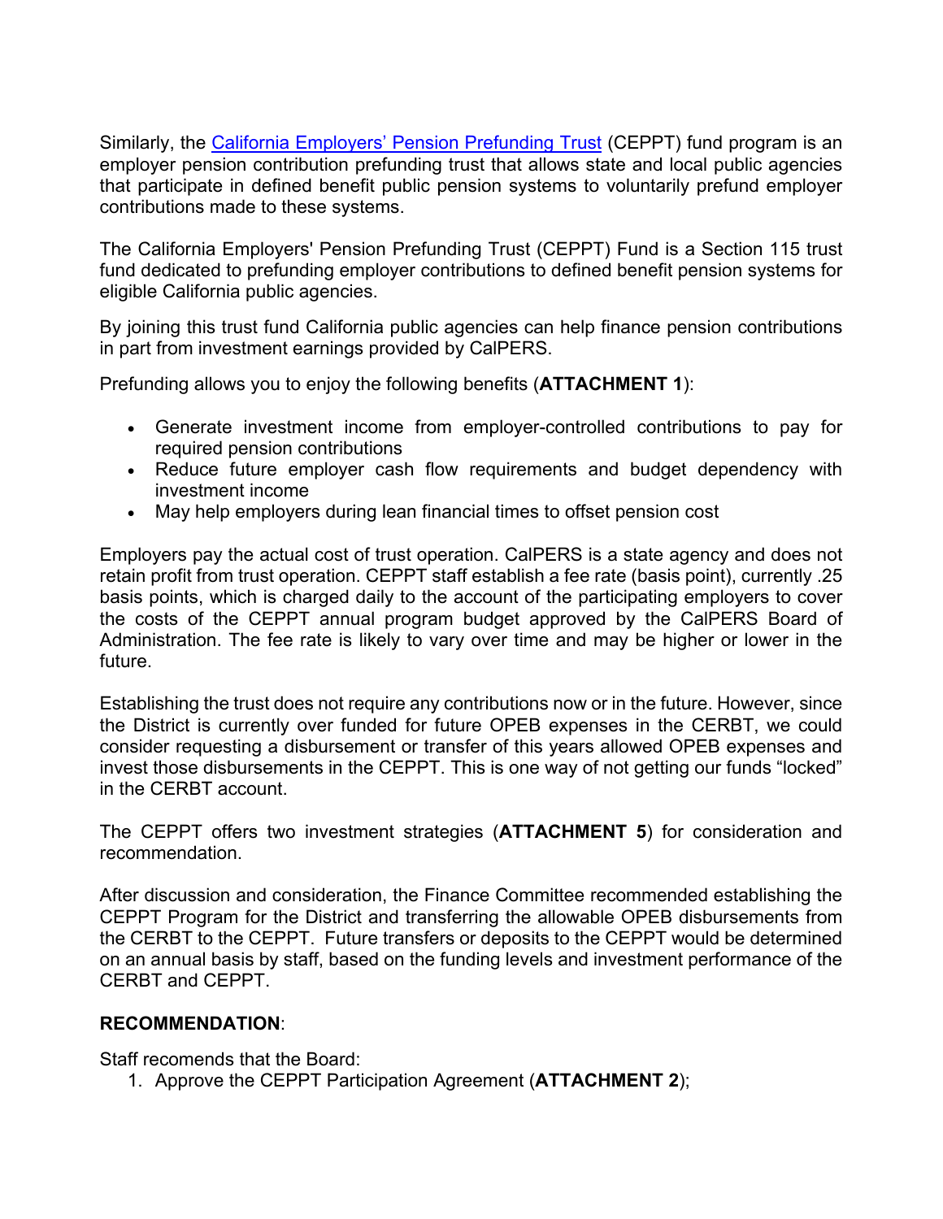Similarly, the [California Employers' Pension Prefunding Trust]() (CEPPT) fund program is an employer pension contribution prefunding trust that allows state and local public agencies that participate in defined benefit public pension systems to voluntarily prefund employer contributions made to these systems.

The California Employers' Pension Prefunding Trust (CEPPT) Fund is a Section 115 trust fund dedicated to prefunding employer contributions to defined benefit pension systems for eligible California public agencies.

By joining this trust fund California public agencies can help finance pension contributions in part from investment earnings provided by CalPERS.

Prefunding allows you to enjoy the following benefits (**ATTACHMENT 1**):

- Generate investment income from employer-controlled contributions to pay for required pension contributions
- Reduce future employer cash flow requirements and budget dependency with investment income
- May help employers during lean financial times to offset pension cost

Employers pay the actual cost of trust operation. CalPERS is a state agency and does not retain profit from trust operation. CEPPT staff establish a fee rate (basis point), currently .25 basis points, which is charged daily to the account of the participating employers to cover the costs of the CEPPT annual program budget approved by the CalPERS Board of Administration. The fee rate is likely to vary over time and may be higher or lower in the future.

Establishing the trust does not require any contributions now or in the future. However, since the District is currently over funded for future OPEB expenses in the CERBT, we could consider requesting a disbursement or transfer of this years allowed OPEB expenses and invest those disbursements in the CEPPT. This is one way of not getting our funds "locked" in the CERBT account.

The CEPPT offers two investment strategies (**ATTACHMENT 5**) for consideration and recommendation.

After discussion and consideration, the Finance Committee recommended establishing the CEPPT Program for the District and transferring the allowable OPEB disbursements from the CERBT to the CEPPT. Future transfers or deposits to the CEPPT would be determined on an annual basis by staff, based on the funding levels and investment performance of the CERBT and CEPPT.

**RECOMMENDATION**:

Staff recomends that the Board:

1. Approve the CEPPT Participation Agreement (**ATTACHMENT 2**);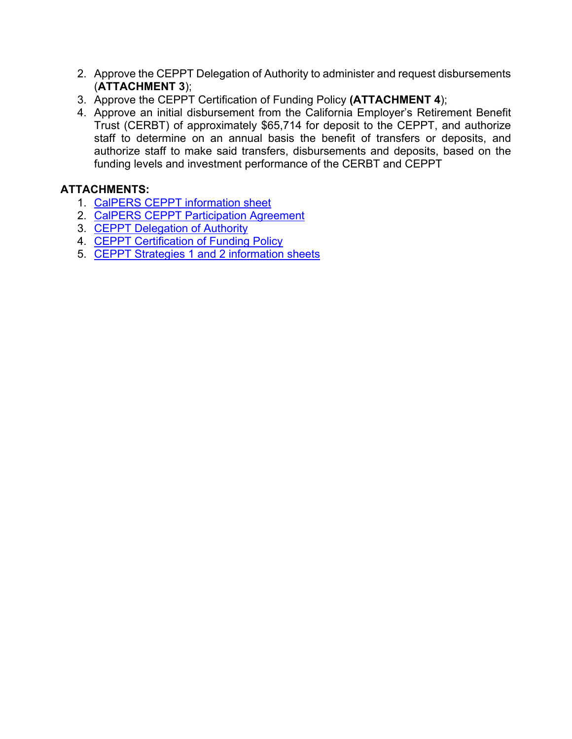2. Approve the CEPPT Delegation of Authority to administer and request disbursements (**ATTACHMENT 3**);
3. Approve the CEPPT Certification of Funding Policy **(ATTACHMENT 4**);
4. Approve an initial disbursement from the California Employer's Retirement Benefit Trust (CERBT) of approximately $65,714 for deposit to the CEPPT, and authorize staff to determine on an annual basis the benefit of transfers or deposits, and authorize staff to make said transfers, disbursements and deposits, based on the funding levels and investment performance of the CERBT and CEPPT

**ATTACHMENTS:**

1. CalPERS CEPPT information sheet
2. CalPERS CEPPT Participation Agreement
3. CEPPT Delegation of Authority
4. CEPPT Certification of Funding Policy
5. CEPPT Strategies 1 and 2 information sheets